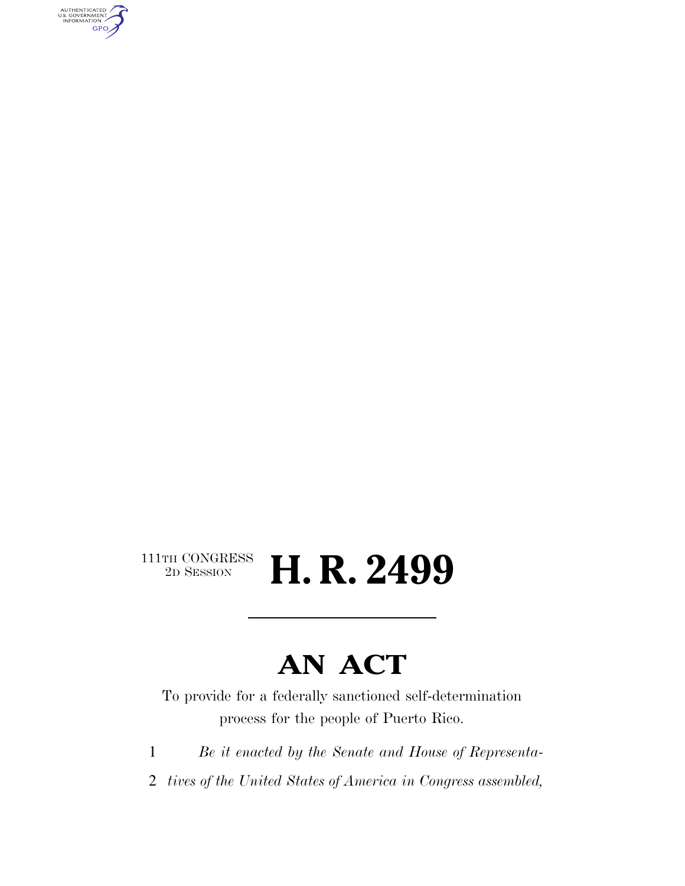111TH CONGRESS
2D SESSION

# H. R. 2499

## AN ACT

To provide for a federally sanctioned self-determination process for the people of Puerto Rico.

1 *Be it enacted by the Senate and House of Representa-*
2 *tives of the United States of America in Congress assembled,*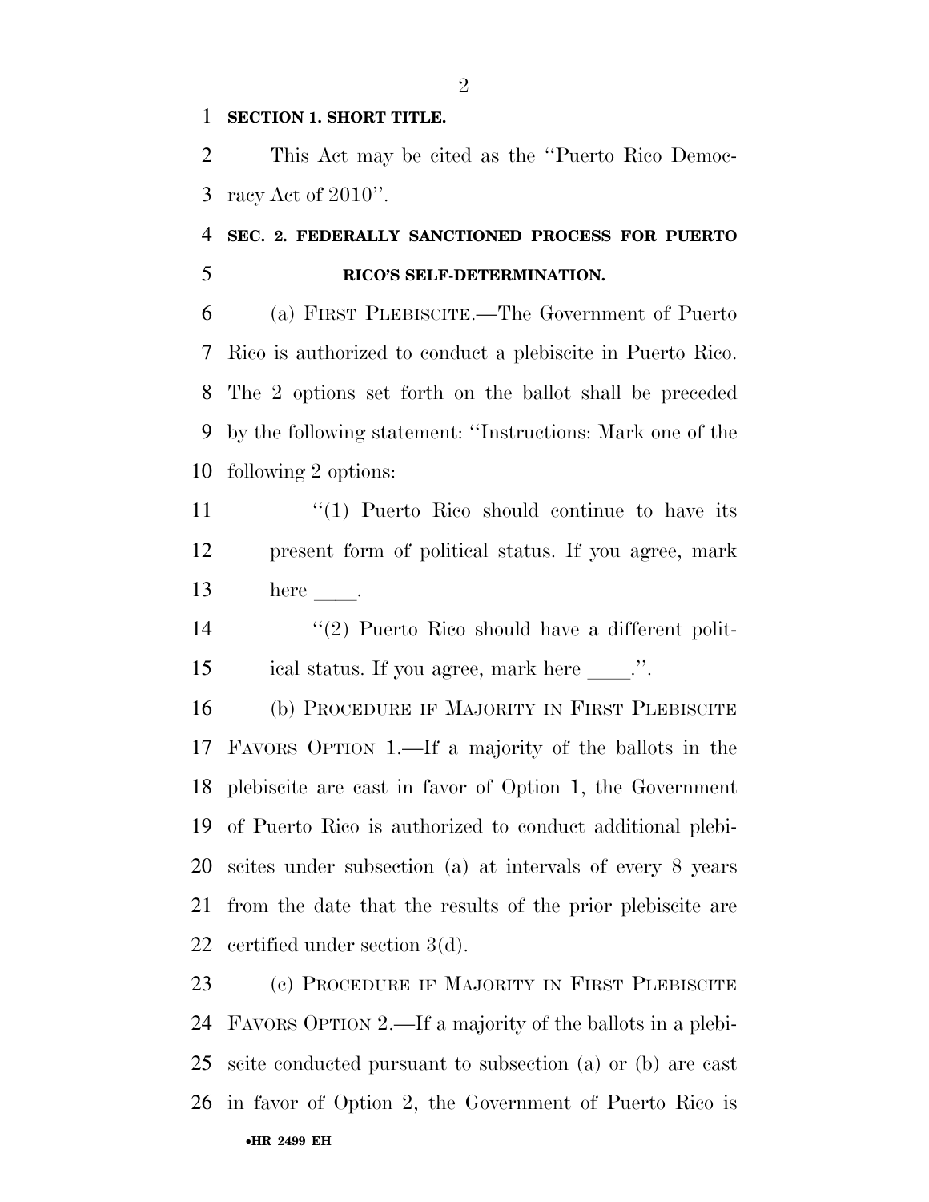**SECTION 1. SHORT TITLE.**

This Act may be cited as the ''Puerto Rico Democracy Act of 2010''.

**SEC. 2. FEDERALLY SANCTIONED PROCESS FOR PUERTO RICO'S SELF-DETERMINATION.**

(a) FIRST PLEBISCITE.—The Government of Puerto Rico is authorized to conduct a plebiscite in Puerto Rico. The 2 options set forth on the ballot shall be preceded by the following statement: ''Instructions: Mark one of the following 2 options:

''(1) Puerto Rico should continue to have its present form of political status. If you agree, mark here ____.

''(2) Puerto Rico should have a different political status. If you agree, mark here ____.''.

(b) PROCEDURE IF MAJORITY IN FIRST PLEBISCITE FAVORS OPTION 1.—If a majority of the ballots in the plebiscite are cast in favor of Option 1, the Government of Puerto Rico is authorized to conduct additional plebiscites under subsection (a) at intervals of every 8 years from the date that the results of the prior plebiscite are certified under section 3(d).

(c) PROCEDURE IF MAJORITY IN FIRST PLEBISCITE FAVORS OPTION 2.—If a majority of the ballots in a plebiscite conducted pursuant to subsection (a) or (b) are cast in favor of Option 2, the Government of Puerto Rico is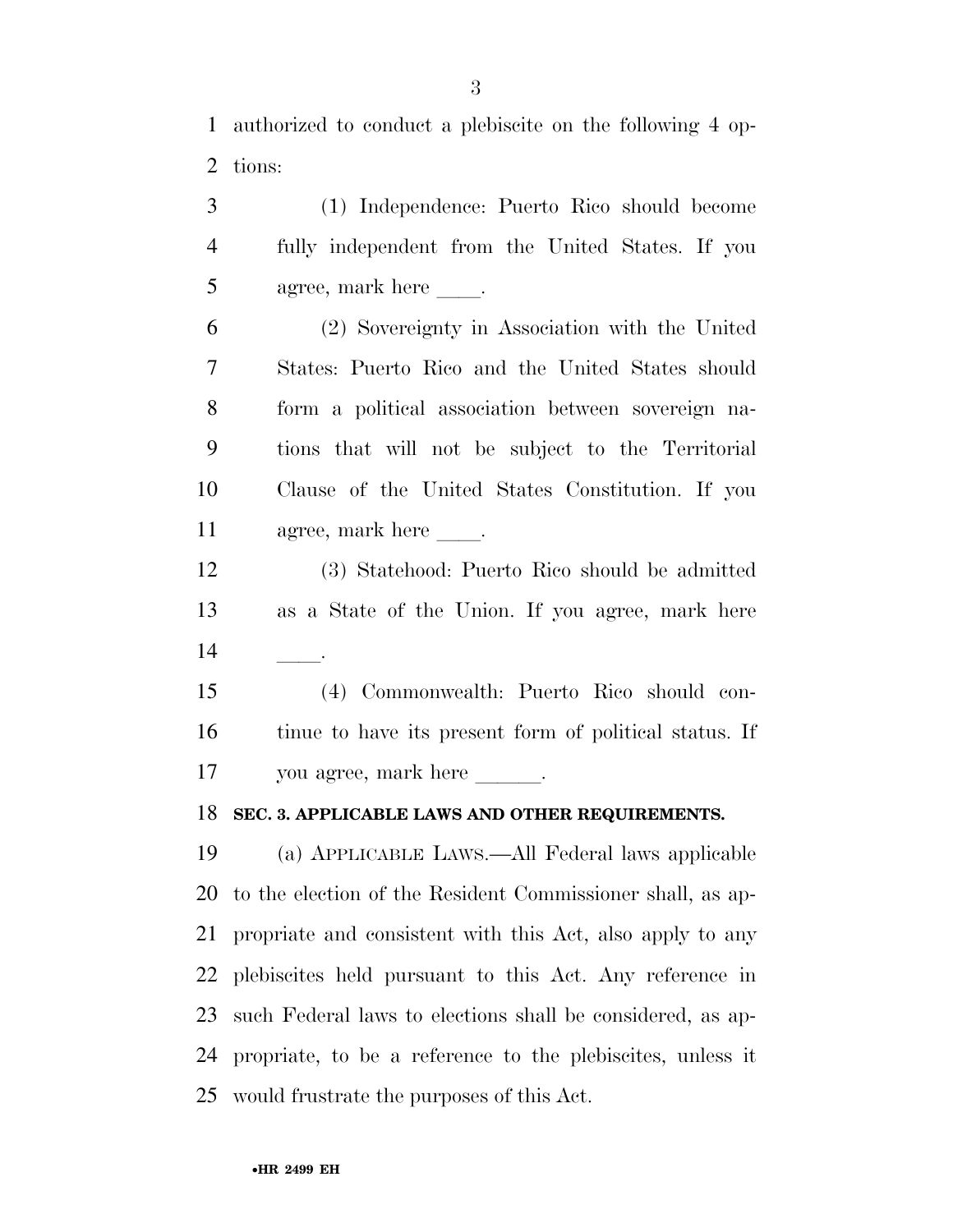authorized to conduct a plebiscite on the following 4 options:

(1) Independence: Puerto Rico should become fully independent from the United States. If you agree, mark here ____.

(2) Sovereignty in Association with the United States: Puerto Rico and the United States should form a political association between sovereign nations that will not be subject to the Territorial Clause of the United States Constitution. If you agree, mark here ____.

(3) Statehood: Puerto Rico should be admitted as a State of the Union. If you agree, mark here ____.

(4) Commonwealth: Puerto Rico should continue to have its present form of political status. If you agree, mark here ______.

**SEC. 3. APPLICABLE LAWS AND OTHER REQUIREMENTS.**

(a) APPLICABLE LAWS.—All Federal laws applicable to the election of the Resident Commissioner shall, as appropriate and consistent with this Act, also apply to any plebiscites held pursuant to this Act. Any reference in such Federal laws to elections shall be considered, as appropriate, to be a reference to the plebiscites, unless it would frustrate the purposes of this Act.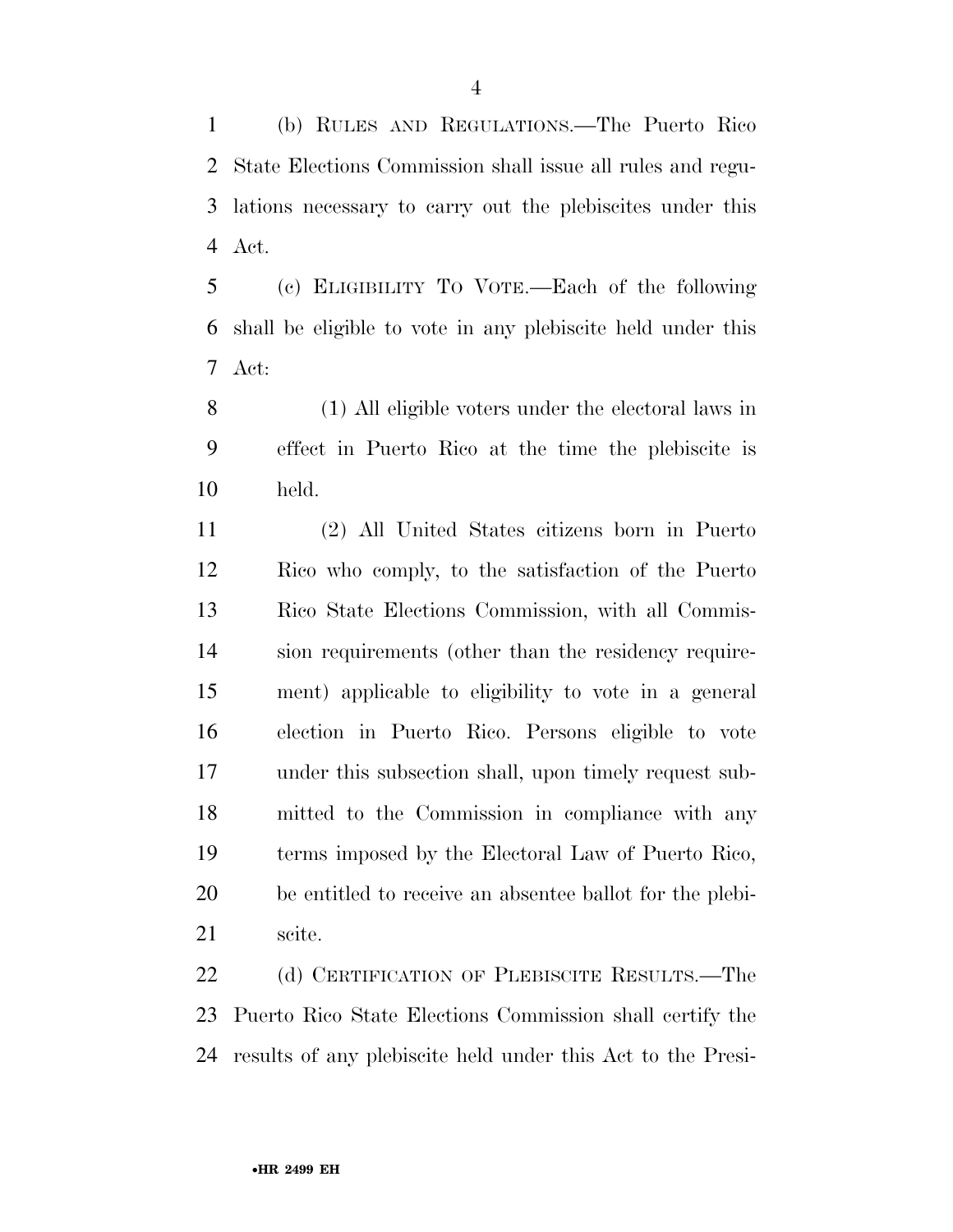(b) RULES AND REGULATIONS.—The Puerto Rico State Elections Commission shall issue all rules and regulations necessary to carry out the plebiscites under this Act.

(c) ELIGIBILITY TO VOTE.—Each of the following shall be eligible to vote in any plebiscite held under this Act:

(1) All eligible voters under the electoral laws in effect in Puerto Rico at the time the plebiscite is held.

(2) All United States citizens born in Puerto Rico who comply, to the satisfaction of the Puerto Rico State Elections Commission, with all Commission requirements (other than the residency requirement) applicable to eligibility to vote in a general election in Puerto Rico. Persons eligible to vote under this subsection shall, upon timely request submitted to the Commission in compliance with any terms imposed by the Electoral Law of Puerto Rico, be entitled to receive an absentee ballot for the plebiscite.

(d) CERTIFICATION OF PLEBISCITE RESULTS.—The Puerto Rico State Elections Commission shall certify the results of any plebiscite held under this Act to the Presi-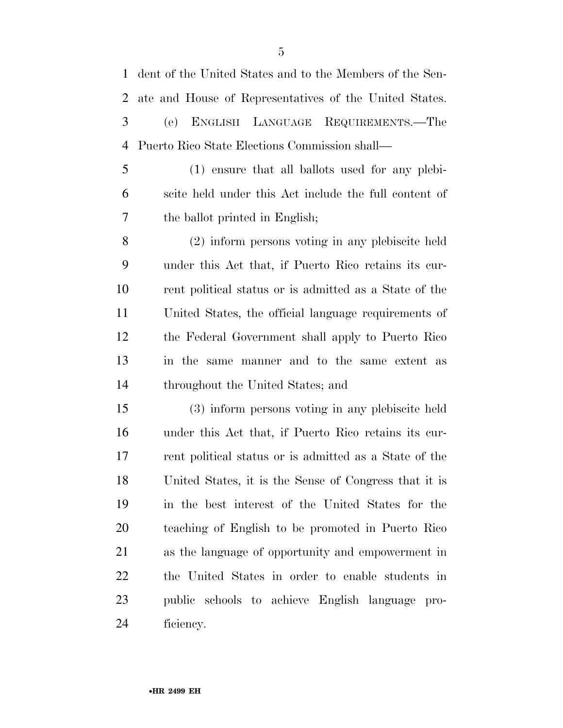dent of the United States and to the Members of the Senate and House of Representatives of the United States.

(e) ENGLISH LANGUAGE REQUIREMENTS.—The Puerto Rico State Elections Commission shall—

(1) ensure that all ballots used for any plebiscite held under this Act include the full content of the ballot printed in English;

(2) inform persons voting in any plebiscite held under this Act that, if Puerto Rico retains its current political status or is admitted as a State of the United States, the official language requirements of the Federal Government shall apply to Puerto Rico in the same manner and to the same extent as throughout the United States; and

(3) inform persons voting in any plebiscite held under this Act that, if Puerto Rico retains its current political status or is admitted as a State of the United States, it is the Sense of Congress that it is in the best interest of the United States for the teaching of English to be promoted in Puerto Rico as the language of opportunity and empowerment in the United States in order to enable students in public schools to achieve English language proficiency.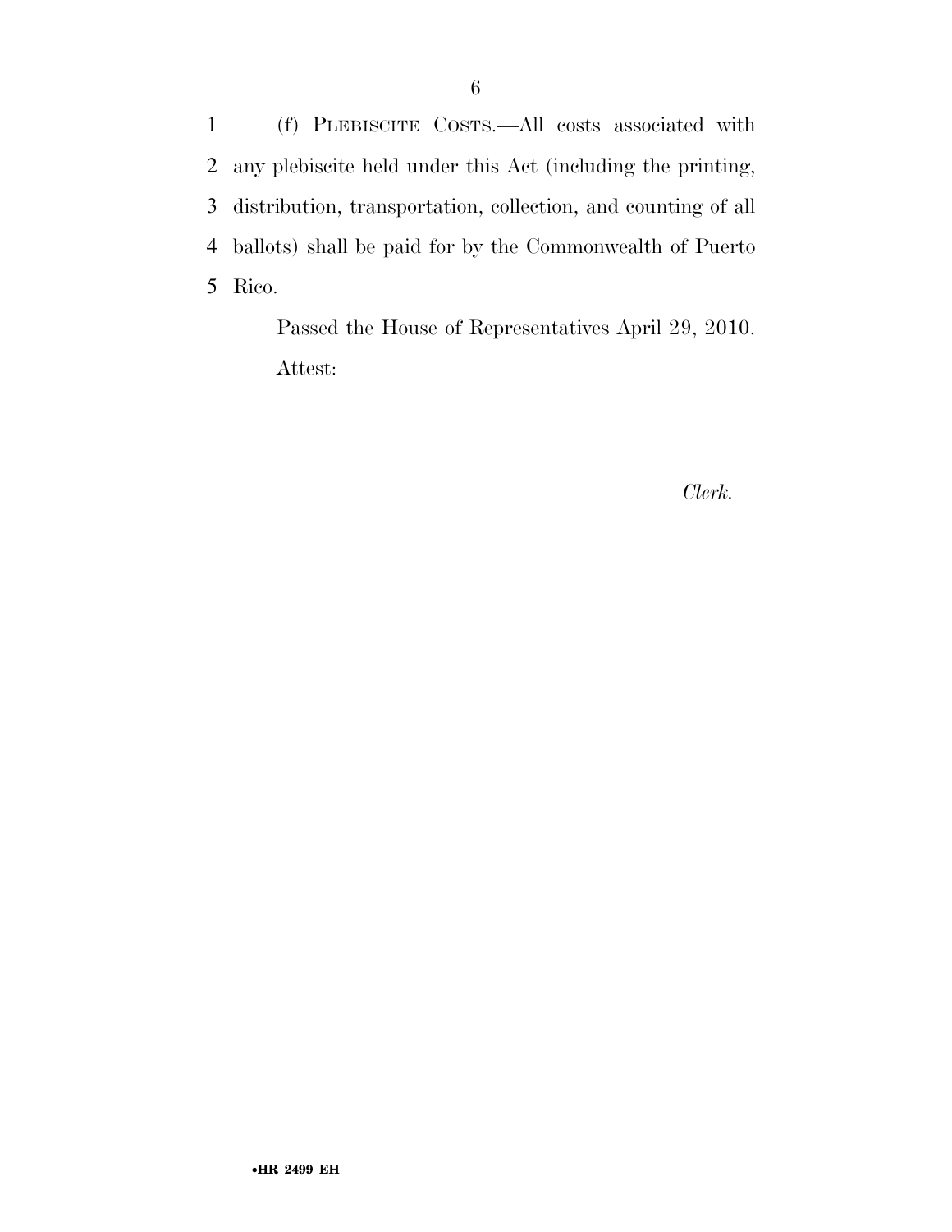(f) PLEBISCITE COSTS.—All costs associated with any plebiscite held under this Act (including the printing, distribution, transportation, collection, and counting of all ballots) shall be paid for by the Commonwealth of Puerto Rico.

Passed the House of Representatives April 29, 2010.

Attest:

*Clerk.*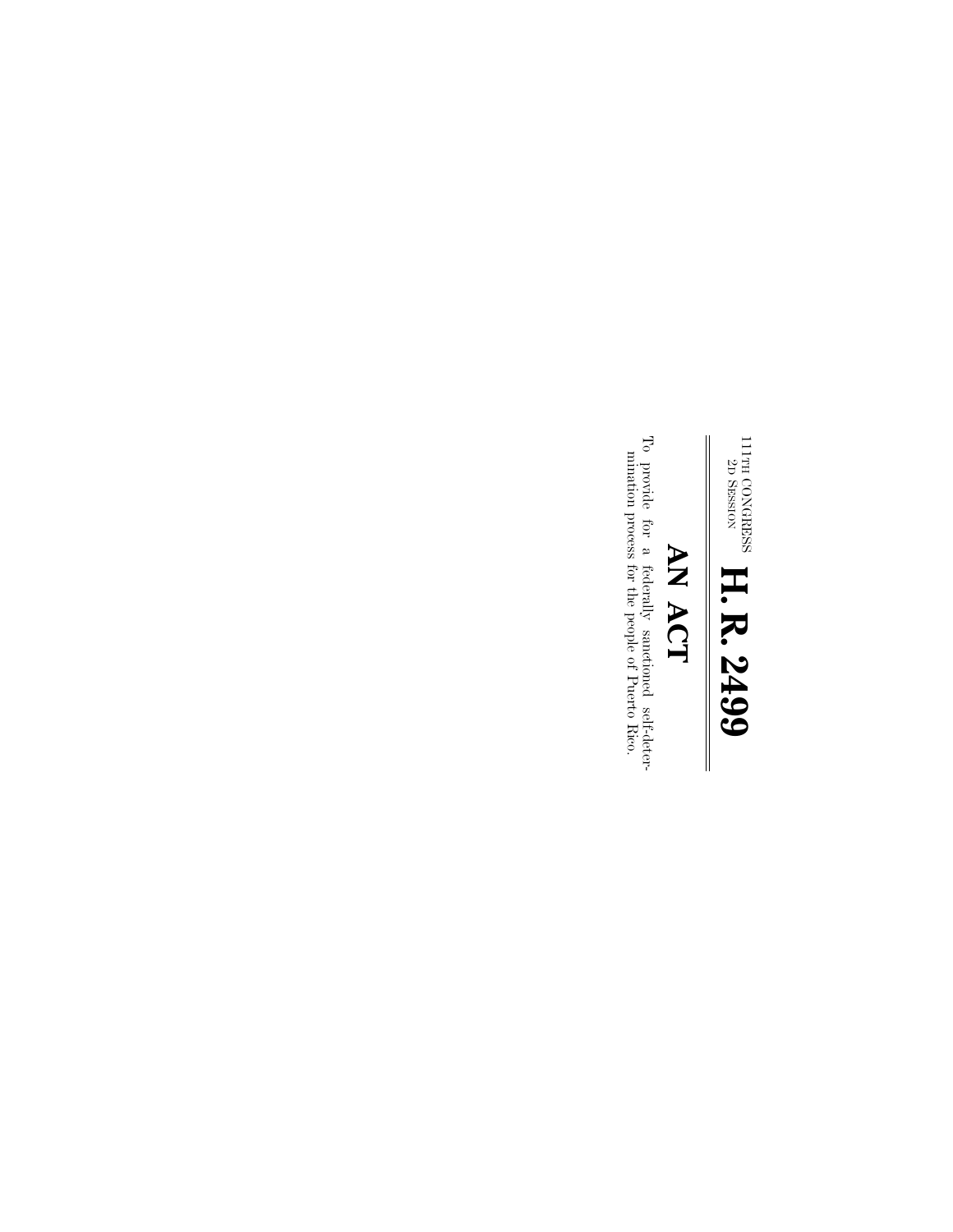111TH CONGRESS
2D SESSION

# H. R. 2499

---

# AN ACT

To provide for a federally sanctioned self-determination process for the people of Puerto Rico.